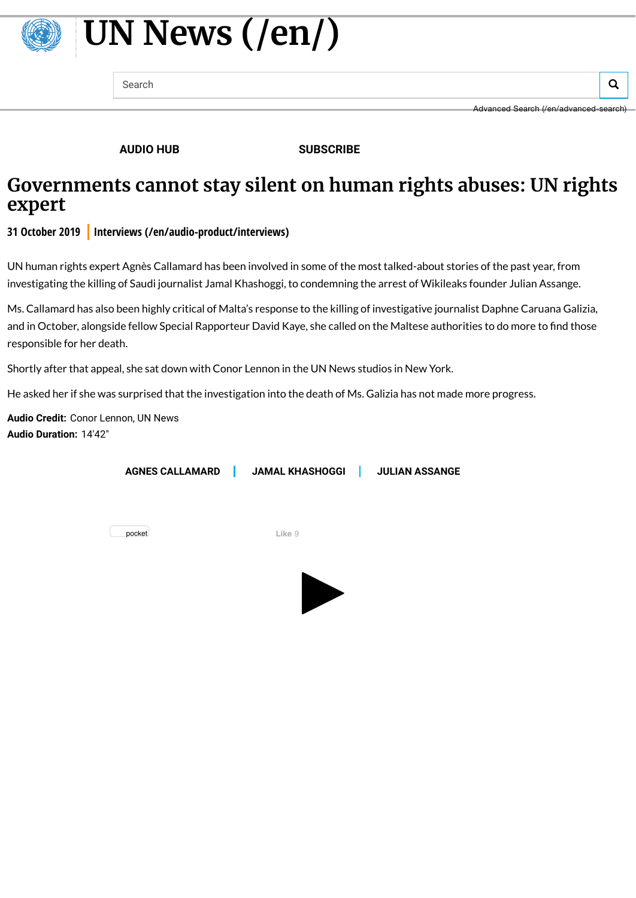# UN News (/en/)

Search

Advanced Search (/en/advanced-search)

AUDIO HUB SUBSCRIBE

# Governments cannot stay silent on human rights abuses: UN rights expert

**31 October 2019** | **Interviews (/en/audio-product/interviews)**

UN human rights expert Agnès Callamard has been involved in some of the most talked-about stories of the past year, from investigating the killing of Saudi journalist Jamal Khashoggi, to condemning the arrest of Wikileaks founder Julian Assange.

Ms. Callamard has also been highly critical of Malta's response to the killing of investigative journalist Daphne Caruana Galizia, and in October, alongside fellow Special Rapporteur David Kaye, she called on the Maltese authorities to do more to find those responsible for her death.

Shortly after that appeal, she sat down with Conor Lennon in the UN News studios in New York.

He asked her if she was surprised that the investigation into the death of Ms. Galizia has not made more progress.

**Audio Credit:** Conor Lennon, UN News
**Audio Duration:** 14'42"

AGNES CALLAMARD | JAMAL KHASHOGGI | JULIAN ASSANGE

pocket

Like 9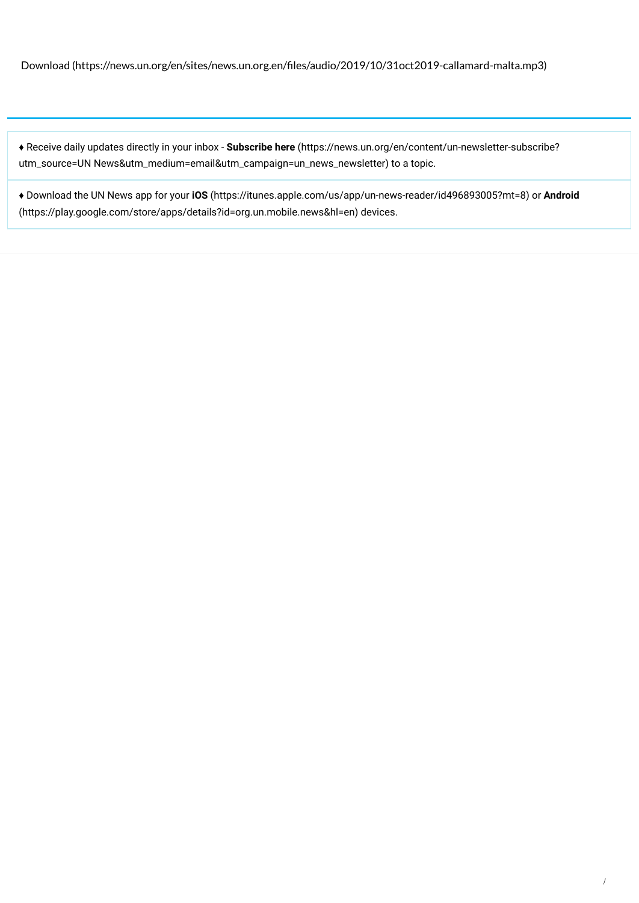Download (https://news.un.org/en/sites/news.un.org.en/files/audio/2019/10/31oct2019-callamard-malta.mp3)

♦ Receive daily updates directly in your inbox - **Subscribe here** (https://news.un.org/en/content/un-newsletter-subscribe?utm_source=UN News&utm_medium=email&utm_campaign=un_news_newsletter) to a topic.

♦ Download the UN News app for your **iOS** (https://itunes.apple.com/us/app/un-news-reader/id496893005?mt=8) or **Android** (https://play.google.com/store/apps/details?id=org.un.mobile.news&hl=en) devices.